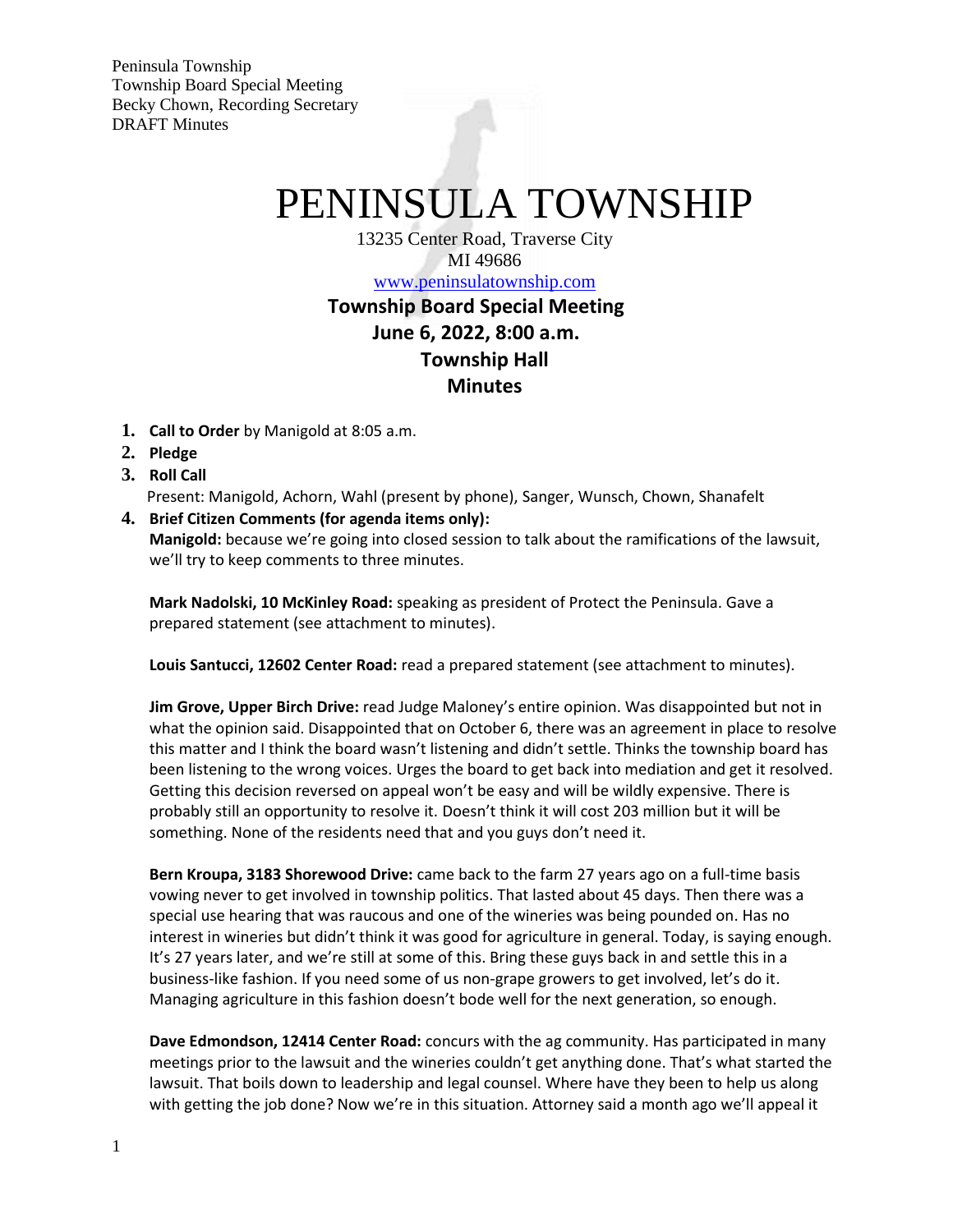Peninsula Township
Township Board Special Meeting
Becky Chown, Recording Secretary
DRAFT Minutes

# PENINSULA TOWNSHIP

13235 Center Road, Traverse City
MI 49686
www.peninsulatownship.com

## Township Board Special Meeting
## June 6, 2022, 8:00 a.m.
## Township Hall
## Minutes

1. **Call to Order** by Manigold at 8:05 a.m.
2. **Pledge**
3. **Roll Call**
   Present: Manigold, Achorn, Wahl (present by phone), Sanger, Wunsch, Chown, Shanafelt
4. **Brief Citizen Comments (for agenda items only):**
   **Manigold:** because we're going into closed session to talk about the ramifications of the lawsuit, we'll try to keep comments to three minutes.

   **Mark Nadolski, 10 McKinley Road:** speaking as president of Protect the Peninsula. Gave a prepared statement (see attachment to minutes).

   **Louis Santucci, 12602 Center Road:** read a prepared statement (see attachment to minutes).

   **Jim Grove, Upper Birch Drive:** read Judge Maloney's entire opinion. Was disappointed but not in what the opinion said. Disappointed that on October 6, there was an agreement in place to resolve this matter and I think the board wasn't listening and didn't settle. Thinks the township board has been listening to the wrong voices. Urges the board to get back into mediation and get it resolved. Getting this decision reversed on appeal won't be easy and will be wildly expensive. There is probably still an opportunity to resolve it. Doesn't think it will cost 203 million but it will be something. None of the residents need that and you guys don't need it.

   **Bern Kroupa, 3183 Shorewood Drive:** came back to the farm 27 years ago on a full-time basis vowing never to get involved in township politics. That lasted about 45 days. Then there was a special use hearing that was raucous and one of the wineries was being pounded on. Has no interest in wineries but didn't think it was good for agriculture in general. Today, is saying enough. It's 27 years later, and we're still at some of this. Bring these guys back in and settle this in a business-like fashion. If you need some of us non-grape growers to get involved, let's do it. Managing agriculture in this fashion doesn't bode well for the next generation, so enough.

   **Dave Edmondson, 12414 Center Road:** concurs with the ag community. Has participated in many meetings prior to the lawsuit and the wineries couldn't get anything done. That's what started the lawsuit. That boils down to leadership and legal counsel. Where have they been to help us along with getting the job done? Now we're in this situation. Attorney said a month ago we'll appeal it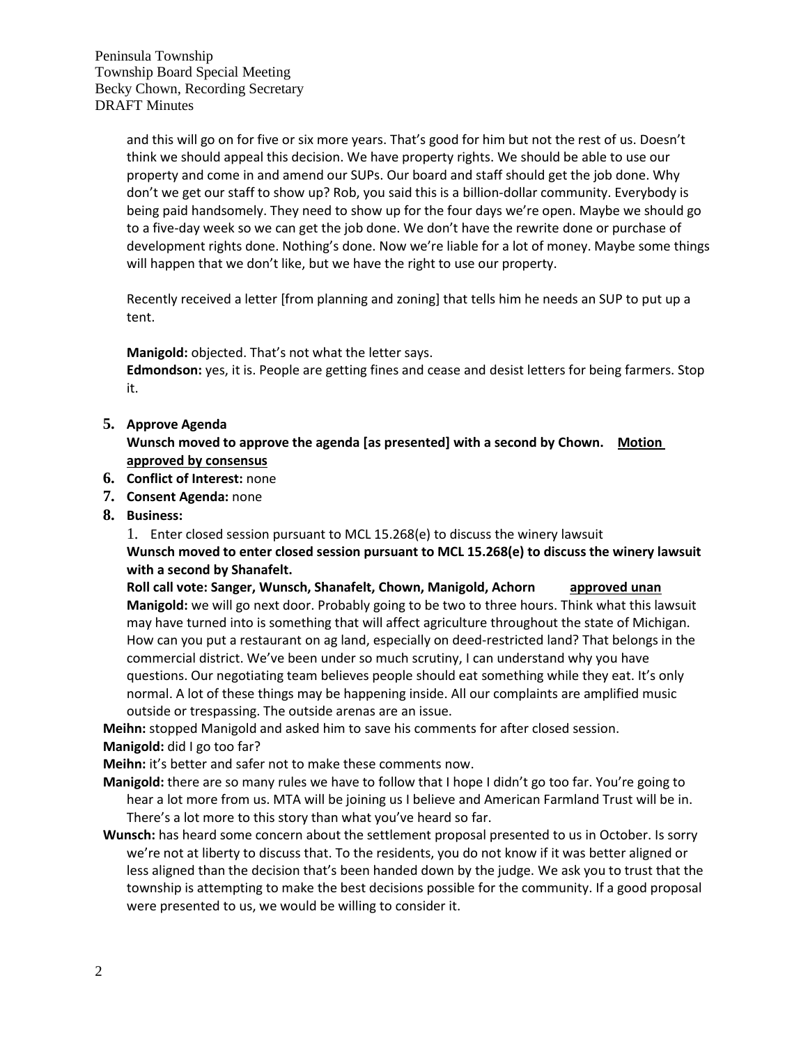and this will go on for five or six more years. That's good for him but not the rest of us. Doesn't think we should appeal this decision. We have property rights. We should be able to use our property and come in and amend our SUPs. Our board and staff should get the job done. Why don't we get our staff to show up? Rob, you said this is a billion-dollar community. Everybody is being paid handsomely. They need to show up for the four days we're open. Maybe we should go to a five-day week so we can get the job done. We don't have the rewrite done or purchase of development rights done. Nothing's done. Now we're liable for a lot of money. Maybe some things will happen that we don't like, but we have the right to use our property.

Recently received a letter [from planning and zoning] that tells him he needs an SUP to put up a tent.

**Manigold:** objected. That's not what the letter says.
**Edmondson:** yes, it is. People are getting fines and cease and desist letters for being farmers. Stop it.

**5. Approve Agenda**
**Wunsch moved to approve the agenda [as presented] with a second by Chown. <u>Motion approved by consensus</u>**

**6. Conflict of Interest:** none

**7. Consent Agenda:** none

**8. Business:**

1. Enter closed session pursuant to MCL 15.268(e) to discuss the winery lawsuit

**Wunsch moved to enter closed session pursuant to MCL 15.268(e) to discuss the winery lawsuit with a second by Shanafelt.**

**Roll call vote: Sanger, Wunsch, Shanafelt, Chown, Manigold, Achorn <u>approved unan</u>**

**Manigold:** we will go next door. Probably going to be two to three hours. Think what this lawsuit may have turned into is something that will affect agriculture throughout the state of Michigan. How can you put a restaurant on ag land, especially on deed-restricted land? That belongs in the commercial district. We've been under so much scrutiny, I can understand why you have questions. Our negotiating team believes people should eat something while they eat. It's only normal. A lot of these things may be happening inside. All our complaints are amplified music outside or trespassing. The outside arenas are an issue.

**Meihn:** stopped Manigold and asked him to save his comments for after closed session.

**Manigold:** did I go too far?

**Meihn:** it's better and safer not to make these comments now.

**Manigold:** there are so many rules we have to follow that I hope I didn't go too far. You're going to hear a lot more from us. MTA will be joining us I believe and American Farmland Trust will be in. There's a lot more to this story than what you've heard so far.

**Wunsch:** has heard some concern about the settlement proposal presented to us in October. Is sorry we're not at liberty to discuss that. To the residents, you do not know if it was better aligned or less aligned than the decision that's been handed down by the judge. We ask you to trust that the township is attempting to make the best decisions possible for the community. If a good proposal were presented to us, we would be willing to consider it.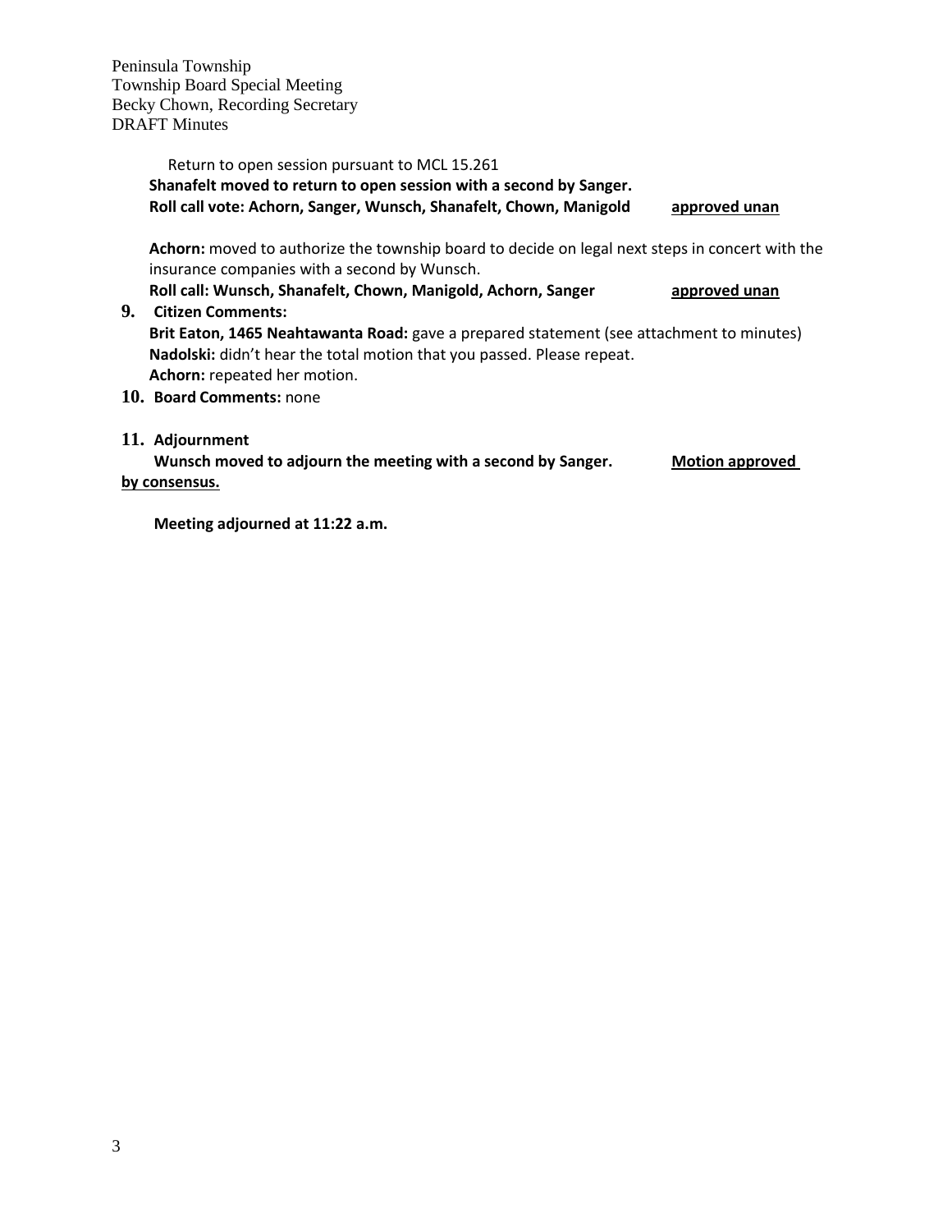Return to open session pursuant to MCL 15.261

**Shanafelt moved to return to open session with a second by Sanger.**

**Roll call vote: Achorn, Sanger, Wunsch, Shanafelt, Chown, Manigold** **approved unan**

**Achorn:** moved to authorize the township board to decide on legal next steps in concert with the insurance companies with a second by Wunsch.

**Roll call: Wunsch, Shanafelt, Chown, Manigold, Achorn, Sanger** **approved unan**

**9. Citizen Comments:**

**Brit Eaton, 1465 Neahtawanta Road:** gave a prepared statement (see attachment to minutes)

**Nadolski:** didn't hear the total motion that you passed. Please repeat.

**Achorn:** repeated her motion.

**10. Board Comments:** none

**11. Adjournment**

**Wunsch moved to adjourn the meeting with a second by Sanger.** **Motion approved by consensus.**

**Meeting adjourned at 11:22 a.m.**